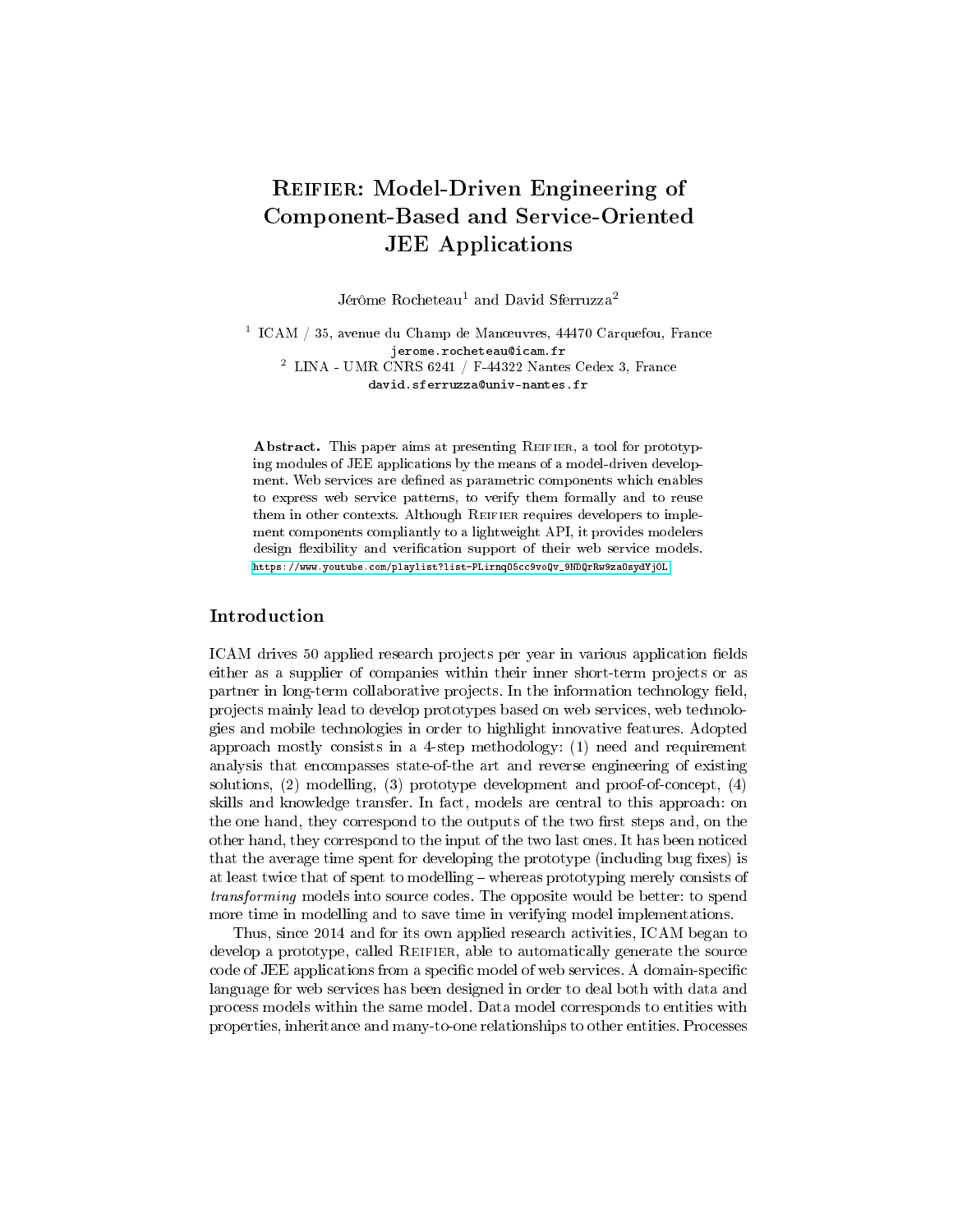# Reifier: Model-Driven Engineering of Component-Based and Service-Oriented JEE Applications

Jérôme Rocheteau[1] and David Sferruzza[2]

[1] ICAM / 35, avenue du Champ de Manœuvres, 44470 Carquefou, France
jerome.rocheteau@icam.fr

[2] LINA - UMR CNRS 6241 / F-44322 Nantes Cedex 3, France
david.sferruzza@univ-nantes.fr

**Abstract.** This paper aims at presenting Reifier, a tool for prototyping modules of JEE applications by the means of a model-driven development. Web services are defined as parametric components which enables to express web service patterns, to verify them formally and to reuse them in other contexts. Although Reifier requires developers to implement components compliantly to a lightweight API, it provides modelers design flexibility and verification support of their web service models. https://www.youtube.com/playlist?list=PLirnqO5cc9voQv_9NDQrRw9za0sydYjOL

## Introduction

ICAM drives 50 applied research projects per year in various application fields either as a supplier of companies within their inner short-term projects or as partner in long-term collaborative projects. In the information technology field, projects mainly lead to develop prototypes based on web services, web technologies and mobile technologies in order to highlight innovative features. Adopted approach mostly consists in a 4-step methodology: (1) need and requirement analysis that encompasses state-of-the art and reverse engineering of existing solutions, (2) modelling, (3) prototype development and proof-of-concept, (4) skills and knowledge transfer. In fact, models are central to this approach: on the one hand, they correspond to the outputs of the two first steps and, on the other hand, they correspond to the input of the two last ones. It has been noticed that the average time spent for developing the prototype (including bug fixes) is at least twice that of spent to modelling – whereas prototyping merely consists of *transforming* models into source codes. The opposite would be better: to spend more time in modelling and to save time in verifying model implementations.

Thus, since 2014 and for its own applied research activities, ICAM began to develop a prototype, called Reifier, able to automatically generate the source code of JEE applications from a specific model of web services. A domain-specific language for web services has been designed in order to deal both with data and process models within the same model. Data model corresponds to entities with properties, inheritance and many-to-one relationships to other entities. Processes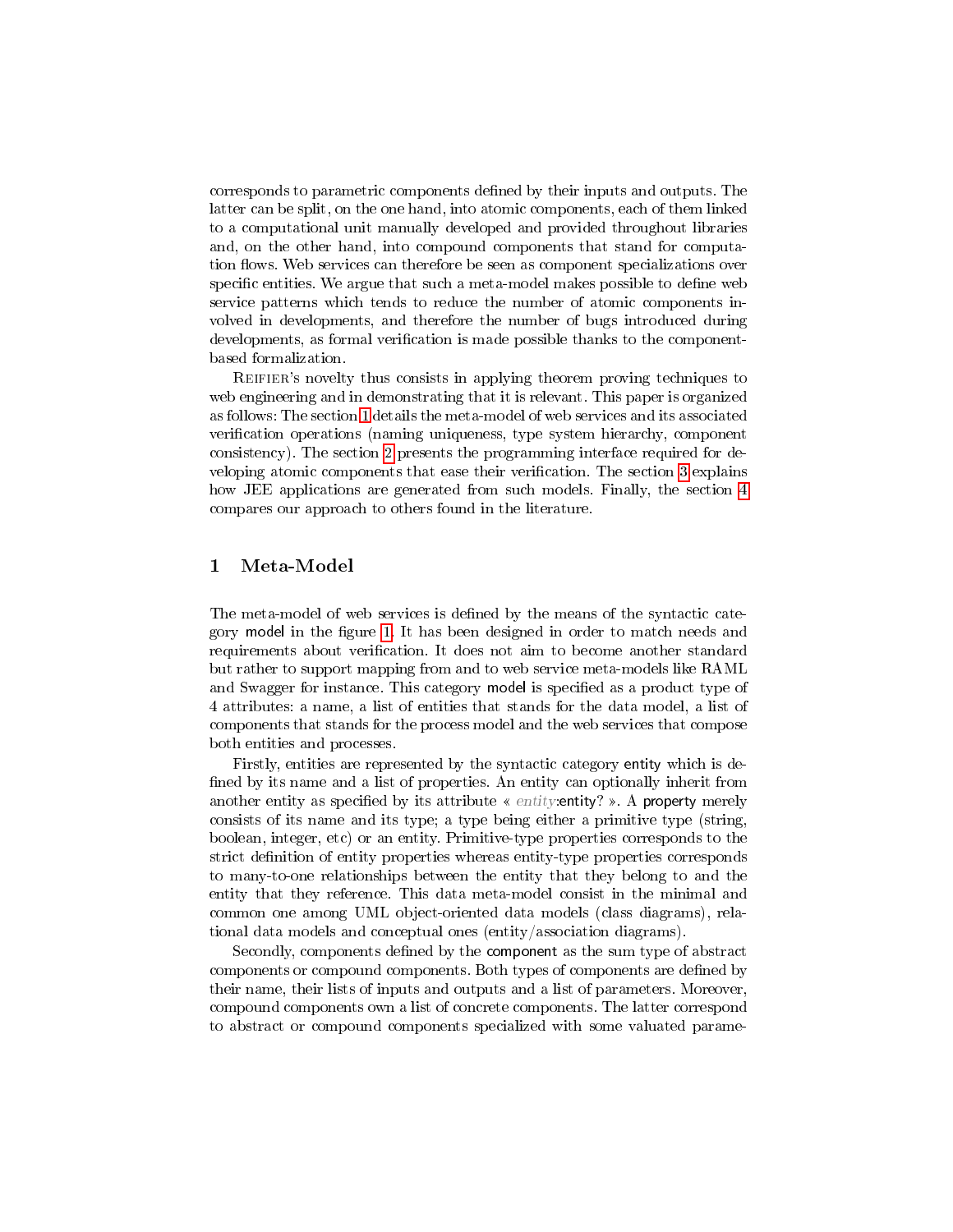corresponds to parametric components defined by their inputs and outputs. The latter can be split, on the one hand, into atomic components, each of them linked to a computational unit manually developed and provided throughout libraries and, on the other hand, into compound components that stand for computation flows. Web services can therefore be seen as component specializations over specific entities. We argue that such a meta-model makes possible to define web service patterns which tends to reduce the number of atomic components involved in developments, and therefore the number of bugs introduced during developments, as formal verification is made possible thanks to the component-based formalization.

Reifier's novelty thus consists in applying theorem proving techniques to web engineering and in demonstrating that it is relevant. This paper is organized as follows: The section 1 details the meta-model of web services and its associated verification operations (naming uniqueness, type system hierarchy, component consistency). The section 2 presents the programming interface required for developing atomic components that ease their verification. The section 3 explains how JEE applications are generated from such models. Finally, the section 4 compares our approach to others found in the literature.

## 1 Meta-Model

The meta-model of web services is defined by the means of the syntactic category model in the figure 1. It has been designed in order to match needs and requirements about verification. It does not aim to become another standard but rather to support mapping from and to web service meta-models like RAML and Swagger for instance. This category model is specified as a product type of 4 attributes: a name, a list of entities that stands for the data model, a list of components that stands for the process model and the web services that compose both entities and processes.

Firstly, entities are represented by the syntactic category entity which is defined by its name and a list of properties. An entity can optionally inherit from another entity as specified by its attribute « *entity*:entity? ». A property merely consists of its name and its type; a type being either a primitive type (string, boolean, integer, etc) or an entity. Primitive-type properties corresponds to the strict definition of entity properties whereas entity-type properties corresponds to many-to-one relationships between the entity that they belong to and the entity that they reference. This data meta-model consist in the minimal and common one among UML object-oriented data models (class diagrams), relational data models and conceptual ones (entity/association diagrams).

Secondly, components defined by the component as the sum type of abstract components or compound components. Both types of components are defined by their name, their lists of inputs and outputs and a list of parameters. Moreover, compound components own a list of concrete components. The latter correspond to abstract or compound components specialized with some valuated parame-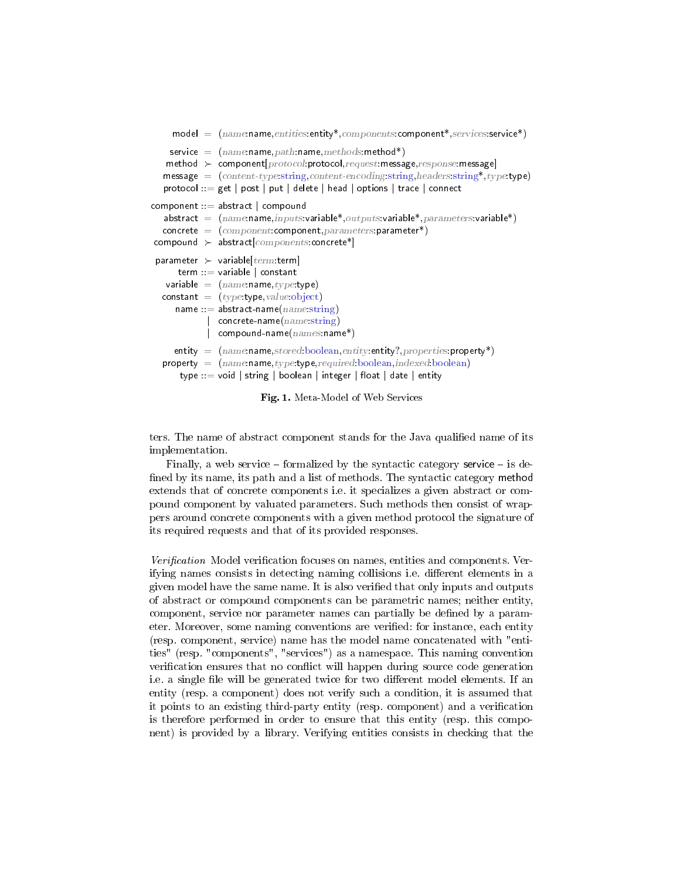```
    model  =  (name:name,entities:entity*,components:component*,services:service*)

  service  =  (name:name,path:name,methods:method*)
   method  ≻  component[protocol:protocol,request:message,response:message]
  message  =  (content-type:string,content-encoding:string,headers:string*,type:type)
 protocol ::= get | post | put | delete | head | options | trace | connect

component ::= abstract | compound
 abstract  =  (name:name,inputs:variable*,outputs:variable*,parameters:variable*)
 concrete  =  (component:component,parameters:parameter*)
 compound  ≻  abstract[components:concrete*]

parameter  ≻  variable[term:term]
     term ::= variable | constant
 variable  =  (name:name,type:type)
 constant  =  (type:type,value:object)
     name ::= abstract-name(name:string)
           |  concrete-name(name:string)
           |  compound-name(names:name*)

   entity  =  (name:name,stored:boolean,entity:entity?,properties:property*)
 property  =  (name:name,type:type,required:boolean,indexed:boolean)
     type ::= void | string | boolean | integer | float | date | entity
```

**Fig. 1.** Meta-Model of Web Services

ters. The name of abstract component stands for the Java qualified name of its implementation.

Finally, a web service – formalized by the syntactic category service – is defined by its name, its path and a list of methods. The syntactic category method extends that of concrete components i.e. it specializes a given abstract or compound component by valuated parameters. Such methods then consist of wrappers around concrete components with a given method protocol the signature of its required requests and that of its provided responses.

*Verification* Model verification focuses on names, entities and components. Verifying names consists in detecting naming collisions i.e. different elements in a given model have the same name. It is also verified that only inputs and outputs of abstract or compound components can be parametric names; neither entity, component, service nor parameter names can partially be defined by a parameter. Moreover, some naming conventions are verified: for instance, each entity (resp. component, service) name has the model name concatenated with "entities" (resp. "components", "services") as a namespace. This naming convention verification ensures that no conflict will happen during source code generation i.e. a single file will be generated twice for two different model elements. If an entity (resp. a component) does not verify such a condition, it is assumed that it points to an existing third-party entity (resp. component) and a verification is therefore performed in order to ensure that this entity (resp. this component) is provided by a library. Verifying entities consists in checking that the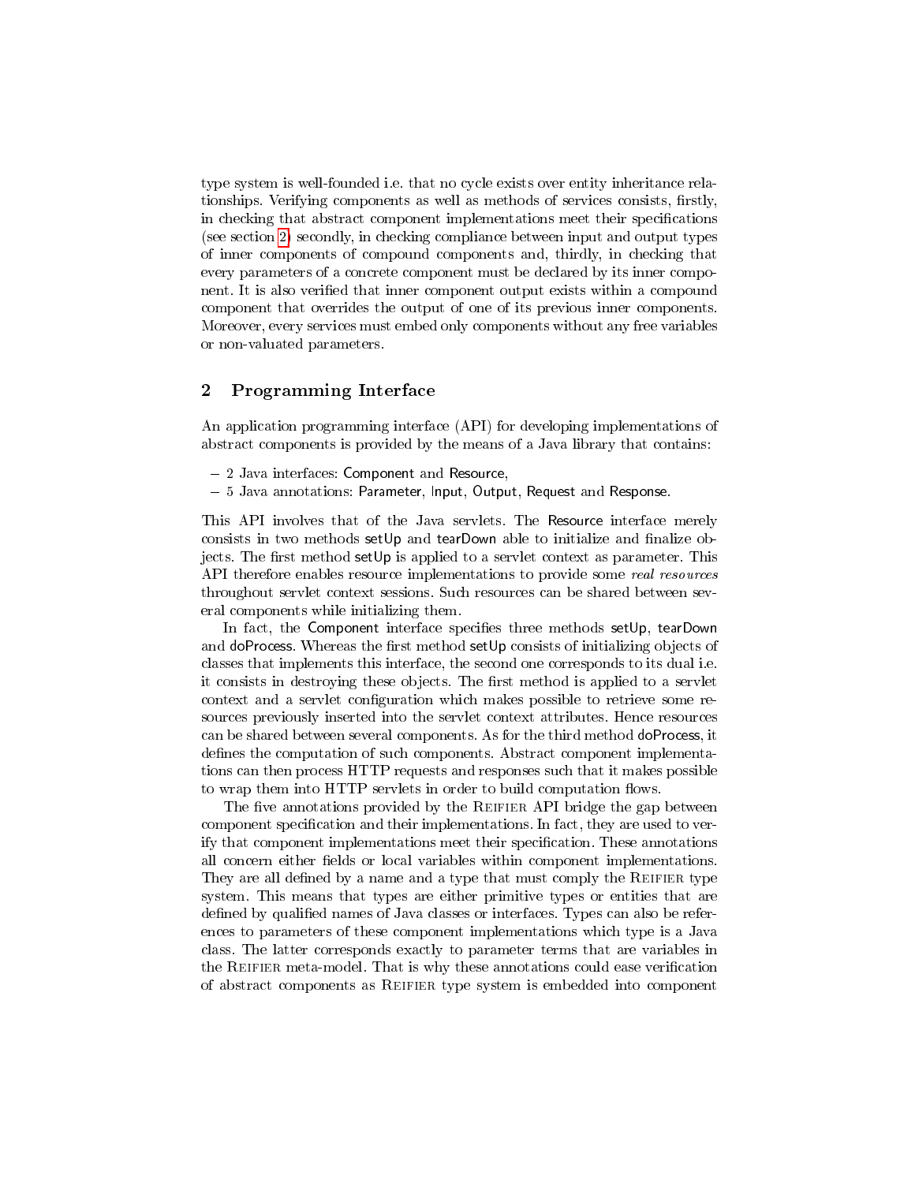type system is well-founded i.e. that no cycle exists over entity inheritance relationships. Verifying components as well as methods of services consists, firstly, in checking that abstract component implementations meet their specifications (see section 2) secondly, in checking compliance between input and output types of inner components of compound components and, thirdly, in checking that every parameters of a concrete component must be declared by its inner component. It is also verified that inner component output exists within a compound component that overrides the output of one of its previous inner components. Moreover, every services must embed only components without any free variables or non-valuated parameters.

## 2 Programming Interface

An application programming interface (API) for developing implementations of abstract components is provided by the means of a Java library that contains:

- 2 Java interfaces: Component and Resource,
- 5 Java annotations: Parameter, Input, Output, Request and Response.

This API involves that of the Java servlets. The Resource interface merely consists in two methods setUp and tearDown able to initialize and finalize objects. The first method setUp is applied to a servlet context as parameter. This API therefore enables resource implementations to provide some *real resources* throughout servlet context sessions. Such resources can be shared between several components while initializing them.

In fact, the Component interface specifies three methods setUp, tearDown and doProcess. Whereas the first method setUp consists of initializing objects of classes that implements this interface, the second one corresponds to its dual i.e. it consists in destroying these objects. The first method is applied to a servlet context and a servlet configuration which makes possible to retrieve some resources previously inserted into the servlet context attributes. Hence resources can be shared between several components. As for the third method doProcess, it defines the computation of such components. Abstract component implementations can then process HTTP requests and responses such that it makes possible to wrap them into HTTP servlets in order to build computation flows.

The five annotations provided by the Reifier API bridge the gap between component specification and their implementations. In fact, they are used to verify that component implementations meet their specification. These annotations all concern either fields or local variables within component implementations. They are all defined by a name and a type that must comply the Reifier type system. This means that types are either primitive types or entities that are defined by qualified names of Java classes or interfaces. Types can also be references to parameters of these component implementations which type is a Java class. The latter corresponds exactly to parameter terms that are variables in the Reifier meta-model. That is why these annotations could ease verification of abstract components as Reifier type system is embedded into component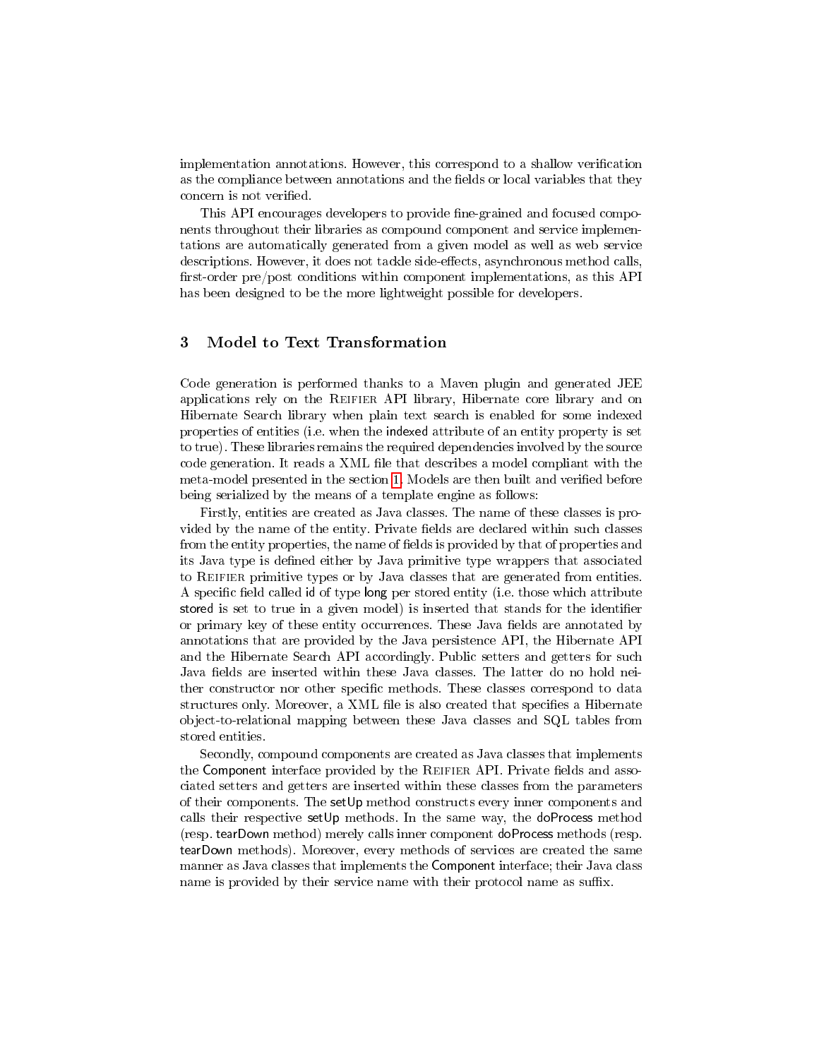implementation annotations. However, this correspond to a shallow verification as the compliance between annotations and the fields or local variables that they concern is not verified.

This API encourages developers to provide fine-grained and focused components throughout their libraries as compound component and service implementations are automatically generated from a given model as well as web service descriptions. However, it does not tackle side-effects, asynchronous method calls, first-order pre/post conditions within component implementations, as this API has been designed to be the more lightweight possible for developers.

## 3 Model to Text Transformation

Code generation is performed thanks to a Maven plugin and generated JEE applications rely on the Reifier API library, Hibernate core library and on Hibernate Search library when plain text search is enabled for some indexed properties of entities (i.e. when the indexed attribute of an entity property is set to true). These libraries remains the required dependencies involved by the source code generation. It reads a XML file that describes a model compliant with the meta-model presented in the section 1. Models are then built and verified before being serialized by the means of a template engine as follows:

Firstly, entities are created as Java classes. The name of these classes is provided by the name of the entity. Private fields are declared within such classes from the entity properties, the name of fields is provided by that of properties and its Java type is defined either by Java primitive type wrappers that associated to Reifier primitive types or by Java classes that are generated from entities. A specific field called id of type long per stored entity (i.e. those which attribute stored is set to true in a given model) is inserted that stands for the identifier or primary key of these entity occurrences. These Java fields are annotated by annotations that are provided by the Java persistence API, the Hibernate API and the Hibernate Search API accordingly. Public setters and getters for such Java fields are inserted within these Java classes. The latter do no hold neither constructor nor other specific methods. These classes correspond to data structures only. Moreover, a XML file is also created that specifies a Hibernate object-to-relational mapping between these Java classes and SQL tables from stored entities.

Secondly, compound components are created as Java classes that implements the Component interface provided by the Reifier API. Private fields and associated setters and getters are inserted within these classes from the parameters of their components. The setUp method constructs every inner components and calls their respective setUp methods. In the same way, the doProcess method (resp. tearDown method) merely calls inner component doProcess methods (resp. tearDown methods). Moreover, every methods of services are created the same manner as Java classes that implements the Component interface; their Java class name is provided by their service name with their protocol name as suffix.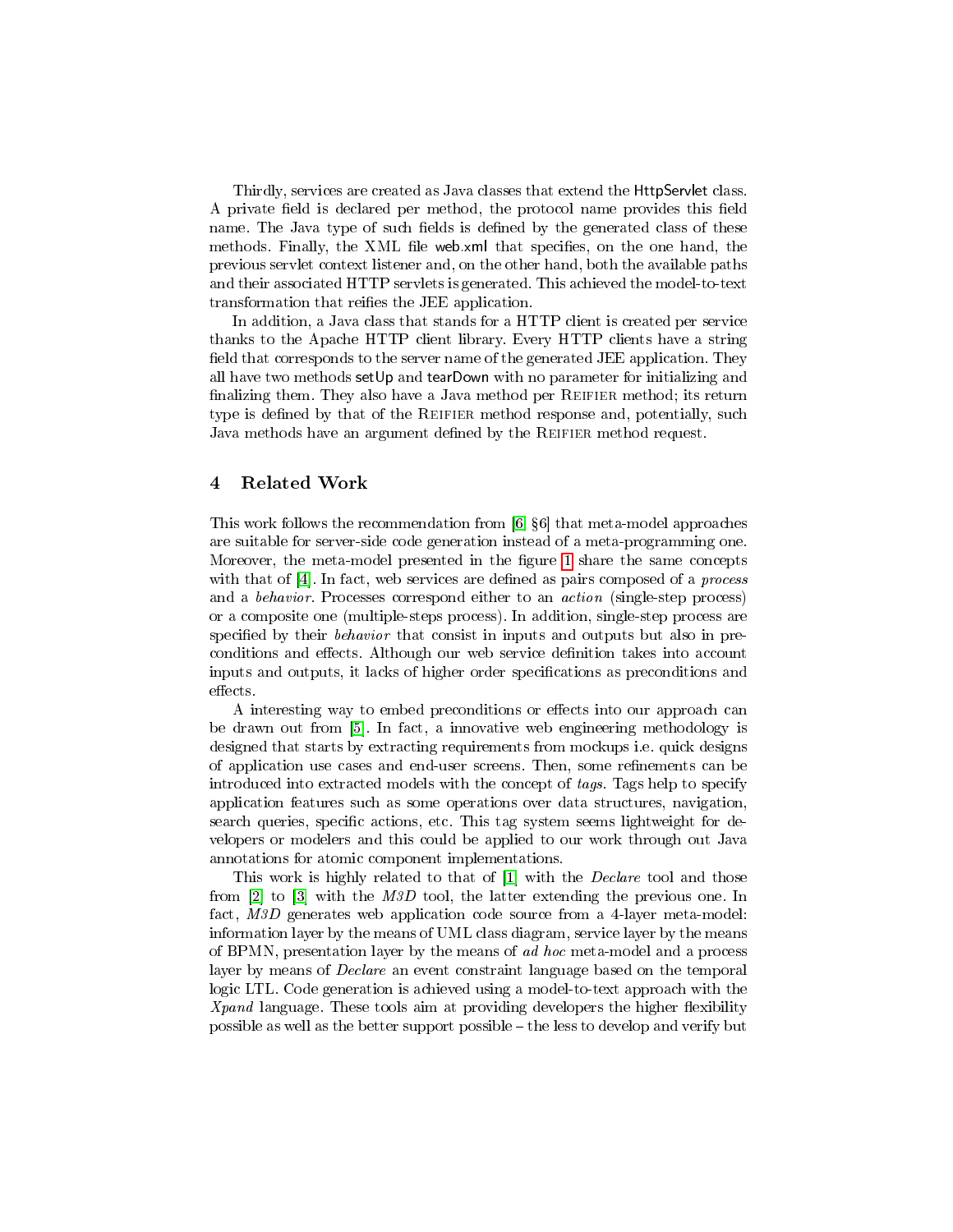Thirdly, services are created as Java classes that extend the HttpServlet class. A private field is declared per method, the protocol name provides this field name. The Java type of such fields is defined by the generated class of these methods. Finally, the XML file web.xml that specifies, on the one hand, the previous servlet context listener and, on the other hand, both the available paths and their associated HTTP servlets is generated. This achieved the model-to-text transformation that reifies the JEE application.

In addition, a Java class that stands for a HTTP client is created per service thanks to the Apache HTTP client library. Every HTTP clients have a string field that corresponds to the server name of the generated JEE application. They all have two methods setUp and tearDown with no parameter for initializing and finalizing them. They also have a Java method per Reifier method; its return type is defined by that of the Reifier method response and, potentially, such Java methods have an argument defined by the Reifier method request.

## 4 Related Work

This work follows the recommendation from [6] §6] that meta-model approaches are suitable for server-side code generation instead of a meta-programming one. Moreover, the meta-model presented in the figure 1 share the same concepts with that of [4]. In fact, web services are defined as pairs composed of a *process* and a *behavior*. Processes correspond either to an *action* (single-step process) or a composite one (multiple-steps process). In addition, single-step process are specified by their *behavior* that consist in inputs and outputs but also in preconditions and effects. Although our web service definition takes into account inputs and outputs, it lacks of higher order specifications as preconditions and effects.

A interesting way to embed preconditions or effects into our approach can be drawn out from [5]. In fact, a innovative web engineering methodology is designed that starts by extracting requirements from mockups i.e. quick designs of application use cases and end-user screens. Then, some refinements can be introduced into extracted models with the concept of *tags*. Tags help to specify application features such as some operations over data structures, navigation, search queries, specific actions, etc. This tag system seems lightweight for developers or modelers and this could be applied to our work through out Java annotations for atomic component implementations.

This work is highly related to that of [1] with the *Declare* tool and those from [2] to [3] with the *M3D* tool, the latter extending the previous one. In fact, *M3D* generates web application code source from a 4-layer meta-model: information layer by the means of UML class diagram, service layer by the means of BPMN, presentation layer by the means of *ad hoc* meta-model and a process layer by means of *Declare* an event constraint language based on the temporal logic LTL. Code generation is achieved using a model-to-text approach with the *Xpand* language. These tools aim at providing developers the higher flexibility possible as well as the better support possible – the less to develop and verify but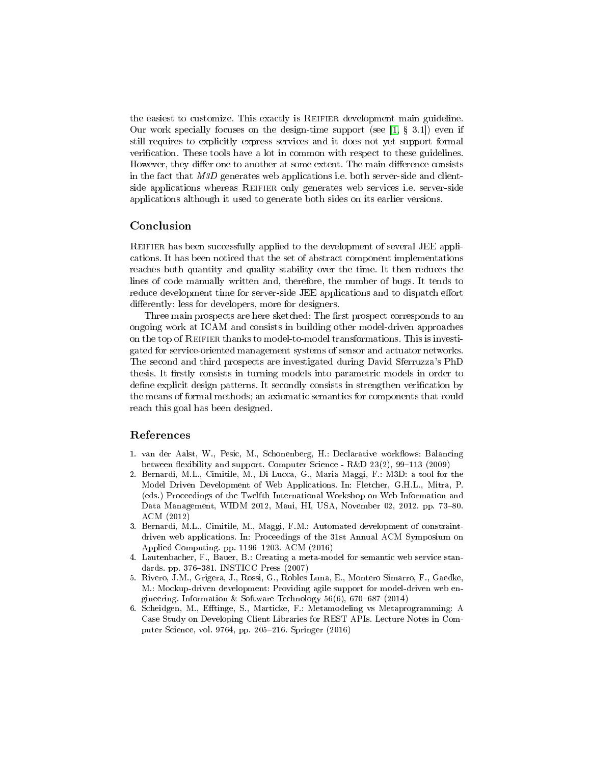the easiest to customize. This exactly is Reifier development main guideline. Our work specially focuses on the design-time support (see [1, § 3.1]) even if still requires to explicitly express services and it does not yet support formal verification. These tools have a lot in common with respect to these guidelines. However, they differ one to another at some extent. The main difference consists in the fact that *M3D* generates web applications i.e. both server-side and client-side applications whereas Reifier only generates web services i.e. server-side applications although it used to generate both sides on its earlier versions.

## Conclusion

Reifier has been successfully applied to the development of several JEE applications. It has been noticed that the set of abstract component implementations reaches both quantity and quality stability over the time. It then reduces the lines of code manually written and, therefore, the number of bugs. It tends to reduce development time for server-side JEE applications and to dispatch effort differently: less for developers, more for designers.

Three main prospects are here sketched: The first prospect corresponds to an ongoing work at ICAM and consists in building other model-driven approaches on the top of Reifier thanks to model-to-model transformations. This is investigated for service-oriented management systems of sensor and actuator networks. The second and third prospects are investigated during David Sferruzza's PhD thesis. It firstly consists in turning models into parametric models in order to define explicit design patterns. It secondly consists in strengthen verification by the means of formal methods; an axiomatic semantics for components that could reach this goal has been designed.

## References

1. van der Aalst, W., Pesic, M., Schonenberg, H.: Declarative workflows: Balancing between flexibility and support. Computer Science - R&D 23(2), 99–113 (2009)
2. Bernardi, M.L., Cimitile, M., Di Lucca, G., Maria Maggi, F.: M3D: a tool for the Model Driven Development of Web Applications. In: Fletcher, G.H.L., Mitra, P. (eds.) Proceedings of the Twelfth International Workshop on Web Information and Data Management, WIDM 2012, Maui, HI, USA, November 02, 2012. pp. 73–80. ACM (2012)
3. Bernardi, M.L., Cimitile, M., Maggi, F.M.: Automated development of constraint-driven web applications. In: Proceedings of the 31st Annual ACM Symposium on Applied Computing. pp. 1196–1203. ACM (2016)
4. Lautenbacher, F., Bauer, B.: Creating a meta-model for semantic web service standards. pp. 376–381. INSTICC Press (2007)
5. Rivero, J.M., Grigera, J., Rossi, G., Robles Luna, E., Montero Simarro, F., Gaedke, M.: Mockup-driven development: Providing agile support for model-driven web engineering. Information & Software Technology 56(6), 670–687 (2014)
6. Scheidgen, M., Efftinge, S., Marticke, F.: Metamodeling vs Metaprogramming: A Case Study on Developing Client Libraries for REST APIs. Lecture Notes in Computer Science, vol. 9764, pp. 205–216. Springer (2016)